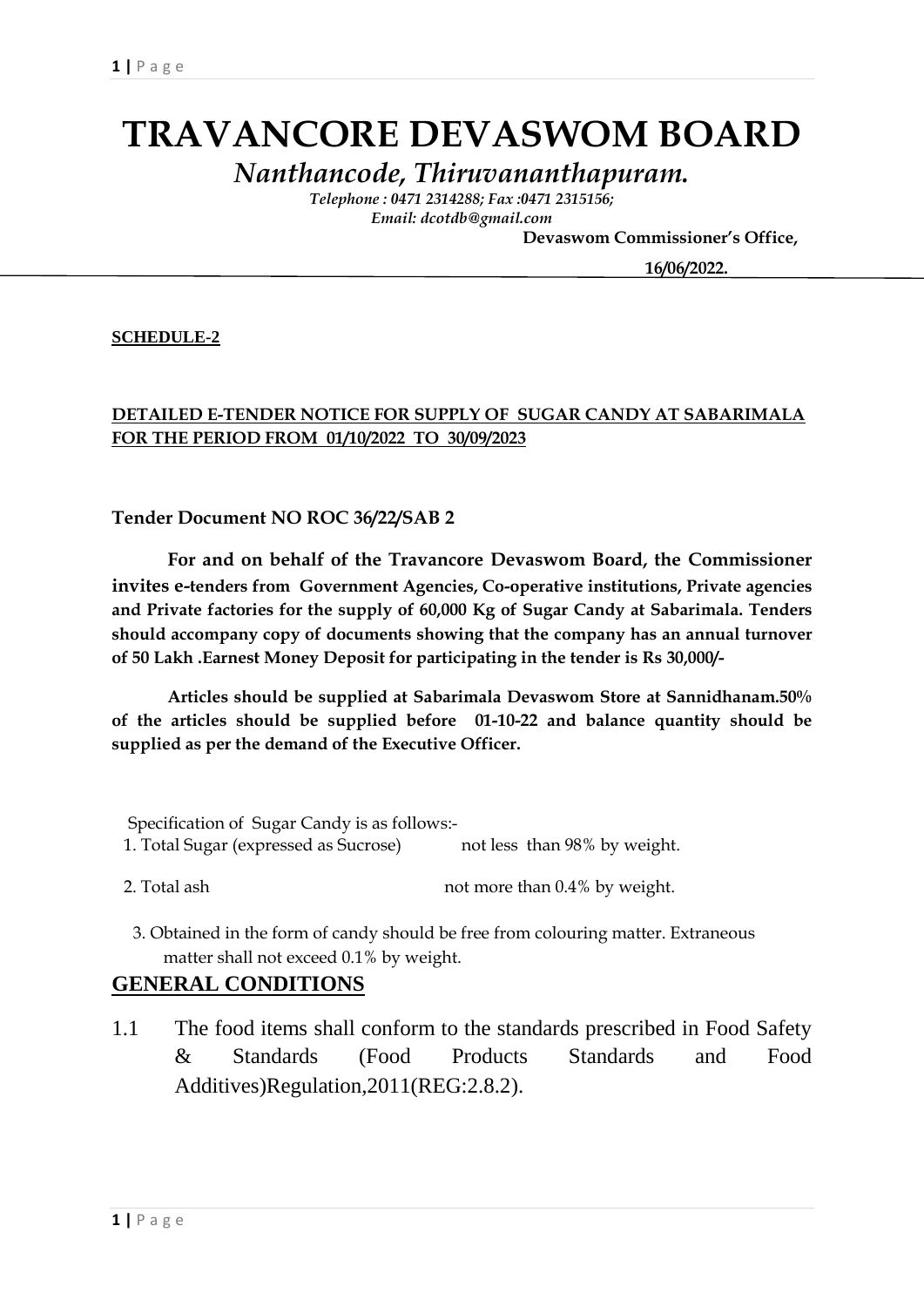# TRAVANCORE DEVASWOM BOARD

*Nanthancode, Thiruvananthapuram.*

*Telephone : 0471 2314288; Fax :0471 2315156;*
*Email: dcotdb@gmail.com*

**Devaswom Commissioner's Office,**

**16/06/2022.**

**SCHEDULE-2**

**DETAILED E-TENDER NOTICE FOR SUPPLY OF SUGAR CANDY AT SABARIMALA FOR THE PERIOD FROM 01/10/2022 TO 30/09/2023**

**Tender Document NO ROC 36/22/SAB 2**

**For and on behalf of the Travancore Devaswom Board, the Commissioner invites e-tenders from Government Agencies, Co-operative institutions, Private agencies and Private factories for the supply of 60,000 Kg of Sugar Candy at Sabarimala. Tenders should accompany copy of documents showing that the company has an annual turnover of 50 Lakh .Earnest Money Deposit for participating in the tender is Rs 30,000/-**

**Articles should be supplied at Sabarimala Devaswom Store at Sannidhanam.50% of the articles should be supplied before 01-10-22 and balance quantity should be supplied as per the demand of the Executive Officer.**

Specification of Sugar Candy is as follows:-

1. Total Sugar (expressed as Sucrose) not less than 98% by weight.
2. Total ash not more than 0.4% by weight.
3. Obtained in the form of candy should be free from colouring matter. Extraneous matter shall not exceed 0.1% by weight.

## GENERAL CONDITIONS

1.1 The food items shall conform to the standards prescribed in Food Safety & Standards (Food Products Standards and Food Additives)Regulation,2011(REG:2.8.2).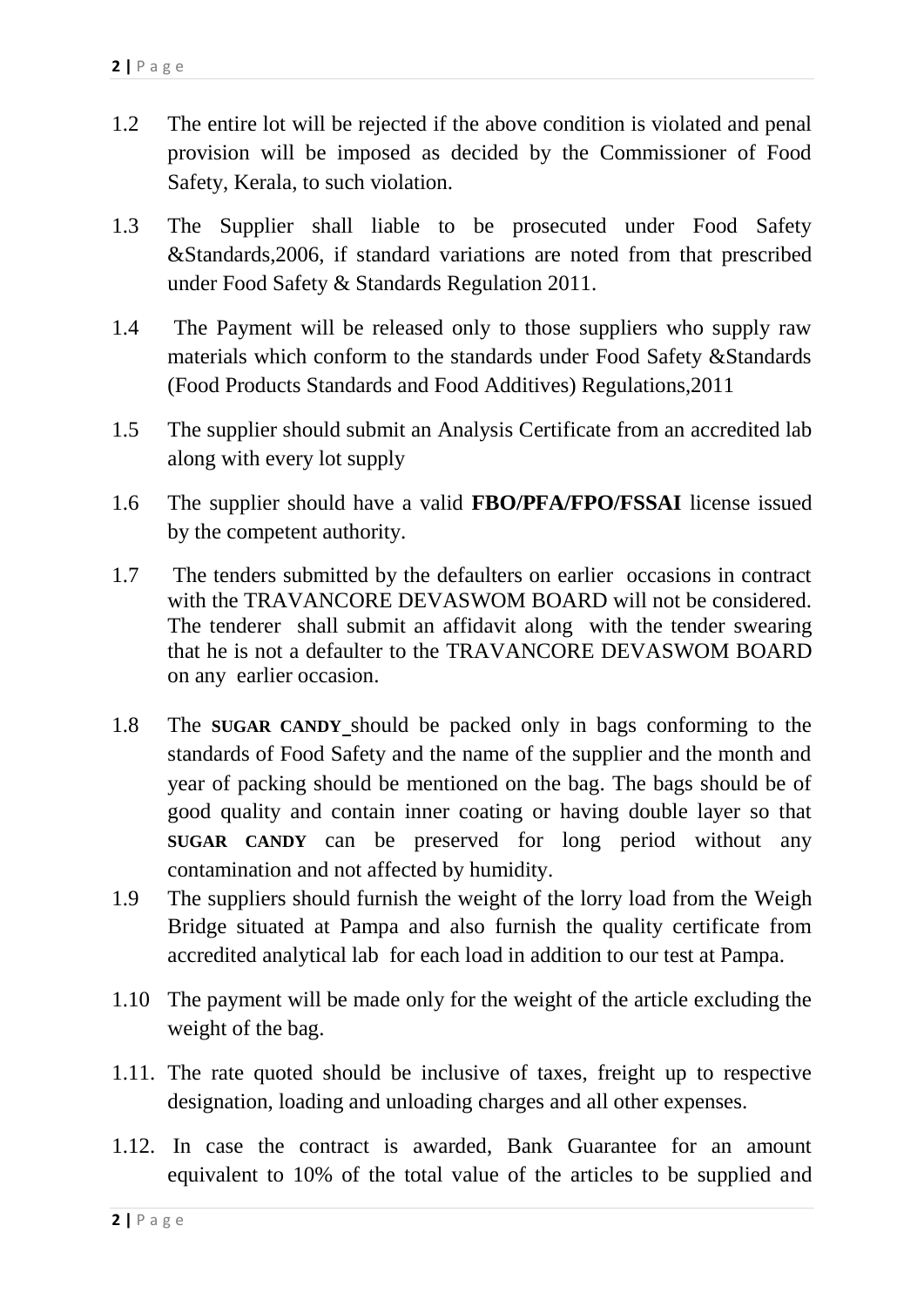1.2 The entire lot will be rejected if the above condition is violated and penal provision will be imposed as decided by the Commissioner of Food Safety, Kerala, to such violation.

1.3 The Supplier shall liable to be prosecuted under Food Safety &Standards,2006, if standard variations are noted from that prescribed under Food Safety & Standards Regulation 2011.

1.4 The Payment will be released only to those suppliers who supply raw materials which conform to the standards under Food Safety &Standards (Food Products Standards and Food Additives) Regulations,2011

1.5 The supplier should submit an Analysis Certificate from an accredited lab along with every lot supply

1.6 The supplier should have a valid **FBO/PFA/FPO/FSSAI** license issued by the competent authority.

1.7 The tenders submitted by the defaulters on earlier occasions in contract with the TRAVANCORE DEVASWOM BOARD will not be considered. The tenderer shall submit an affidavit along with the tender swearing that he is not a defaulter to the TRAVANCORE DEVASWOM BOARD on any earlier occasion.

1.8 The **SUGAR CANDY** should be packed only in bags conforming to the standards of Food Safety and the name of the supplier and the month and year of packing should be mentioned on the bag. The bags should be of good quality and contain inner coating or having double layer so that **SUGAR CANDY** can be preserved for long period without any contamination and not affected by humidity.

1.9 The suppliers should furnish the weight of the lorry load from the Weigh Bridge situated at Pampa and also furnish the quality certificate from accredited analytical lab for each load in addition to our test at Pampa.

1.10 The payment will be made only for the weight of the article excluding the weight of the bag.

1.11. The rate quoted should be inclusive of taxes, freight up to respective designation, loading and unloading charges and all other expenses.

1.12. In case the contract is awarded, Bank Guarantee for an amount equivalent to 10% of the total value of the articles to be supplied and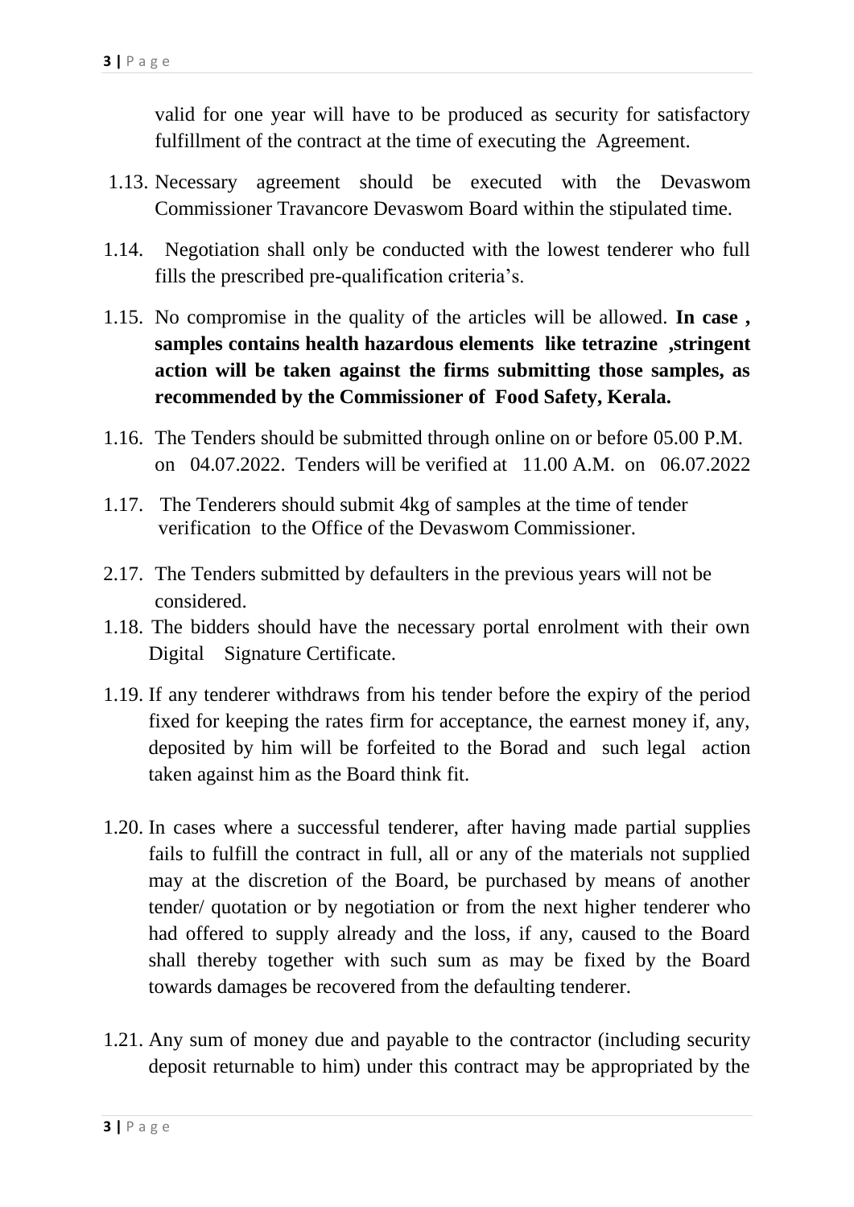valid for one year will have to be produced as security for satisfactory fulfillment of the contract at the time of executing the Agreement.

1.13. Necessary agreement should be executed with the Devaswom Commissioner Travancore Devaswom Board within the stipulated time.

1.14. Negotiation shall only be conducted with the lowest tenderer who full fills the prescribed pre-qualification criteria's.

1.15. No compromise in the quality of the articles will be allowed. **In case , samples contains health hazardous elements like tetrazine ,stringent action will be taken against the firms submitting those samples, as recommended by the Commissioner of Food Safety, Kerala.**

1.16. The Tenders should be submitted through online on or before 05.00 P.M. on 04.07.2022. Tenders will be verified at 11.00 A.M. on 06.07.2022

1.17. The Tenderers should submit 4kg of samples at the time of tender verification to the Office of the Devaswom Commissioner.

2.17. The Tenders submitted by defaulters in the previous years will not be considered.

1.18. The bidders should have the necessary portal enrolment with their own Digital Signature Certificate.

1.19. If any tenderer withdraws from his tender before the expiry of the period fixed for keeping the rates firm for acceptance, the earnest money if, any, deposited by him will be forfeited to the Borad and such legal action taken against him as the Board think fit.

1.20. In cases where a successful tenderer, after having made partial supplies fails to fulfill the contract in full, all or any of the materials not supplied may at the discretion of the Board, be purchased by means of another tender/ quotation or by negotiation or from the next higher tenderer who had offered to supply already and the loss, if any, caused to the Board shall thereby together with such sum as may be fixed by the Board towards damages be recovered from the defaulting tenderer.

1.21. Any sum of money due and payable to the contractor (including security deposit returnable to him) under this contract may be appropriated by the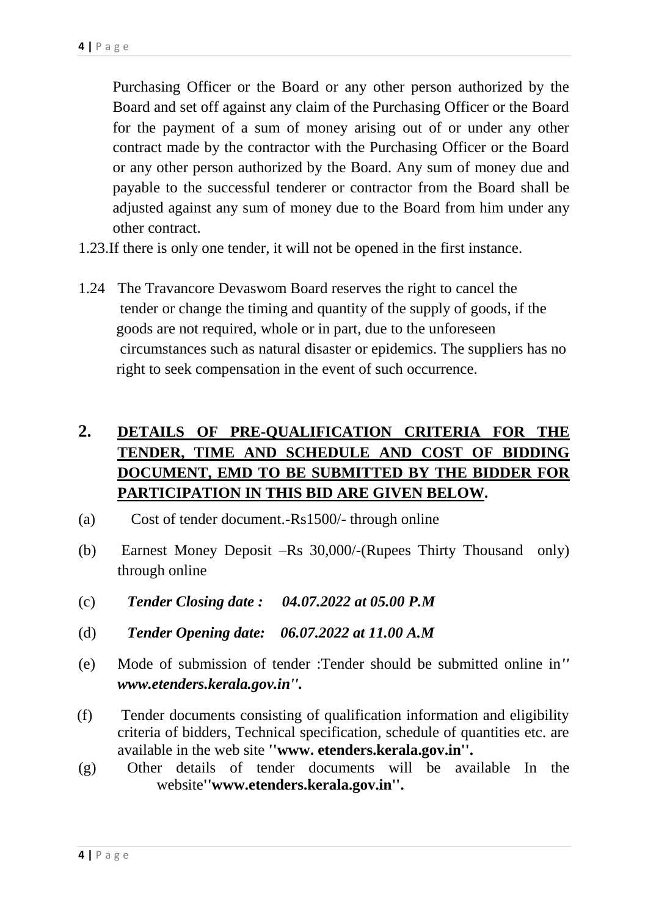Purchasing Officer or the Board or any other person authorized by the Board and set off against any claim of the Purchasing Officer or the Board for the payment of a sum of money arising out of or under any other contract made by the contractor with the Purchasing Officer or the Board or any other person authorized by the Board. Any sum of money due and payable to the successful tenderer or contractor from the Board shall be adjusted against any sum of money due to the Board from him under any other contract.

1.23.If there is only one tender, it will not be opened in the first instance.

1.24 The Travancore Devaswom Board reserves the right to cancel the tender or change the timing and quantity of the supply of goods, if the goods are not required, whole or in part, due to the unforeseen circumstances such as natural disaster or epidemics. The suppliers has no right to seek compensation in the event of such occurrence.

## 2. DETAILS OF PRE-QUALIFICATION CRITERIA FOR THE TENDER, TIME AND SCHEDULE AND COST OF BIDDING DOCUMENT, EMD TO BE SUBMITTED BY THE BIDDER FOR PARTICIPATION IN THIS BID ARE GIVEN BELOW.

(a) Cost of tender document.-Rs1500/- through online

(b) Earnest Money Deposit –Rs 30,000/-(Rupees Thirty Thousand only) through online

(c) ***Tender Closing date : 04.07.2022 at 05.00 P.M***

(d) ***Tender Opening date: 06.07.2022 at 11.00 A.M***

(e) Mode of submission of tender :Tender should be submitted online in'' ***www.etenders.kerala.gov.in''.***

(f) Tender documents consisting of qualification information and eligibility criteria of bidders, Technical specification, schedule of quantities etc. are available in the web site **''www. etenders.kerala.gov.in''.**

(g) Other details of tender documents will be available In the website**''www.etenders.kerala.gov.in''.**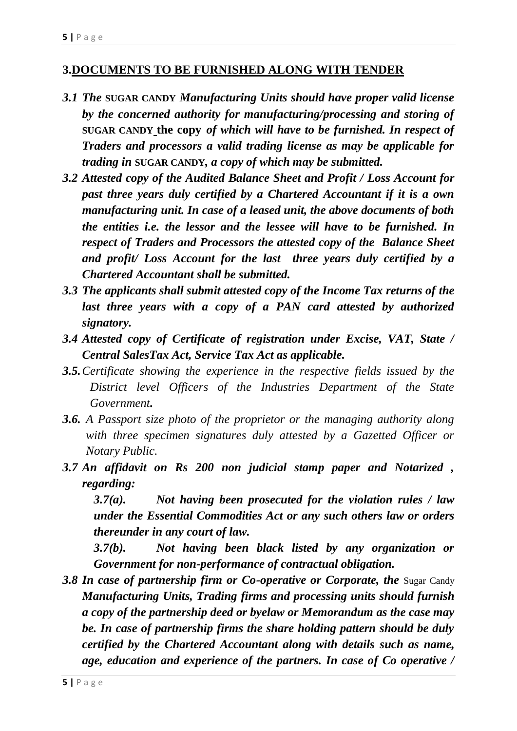## 3. DOCUMENTS TO BE FURNISHED ALONG WITH TENDER

***3.1 The*** **SUGAR CANDY** ***Manufacturing Units should have proper valid license by the concerned authority for manufacturing/processing and storing of*** **SUGAR CANDY the copy** ***of which will have to be furnished. In respect of Traders and processors a valid trading license as may be applicable for trading in*** **SUGAR CANDY*****, a copy of which may be submitted.***

***3.2 Attested copy of the Audited Balance Sheet and Profit / Loss Account for past three years duly certified by a Chartered Accountant if it is a own manufacturing unit. In case of a leased unit, the above documents of both the entities i.e. the lessor and the lessee will have to be furnished. In respect of Traders and Processors the attested copy of the Balance Sheet and profit/ Loss Account for the last three years duly certified by a Chartered Accountant shall be submitted.***

***3.3 The applicants shall submit attested copy of the Income Tax returns of the last three years with a copy of a PAN card attested by authorized signatory.***

***3.4 Attested copy of Certificate of registration under Excise, VAT, State / Central SalesTax Act, Service Tax Act as applicable.***

***3.5.*** *Certificate showing the experience in the respective fields issued by the District level Officers of the Industries Department of the State Government****.***

***3.6.*** *A Passport size photo of the proprietor or the managing authority along with three specimen signatures duly attested by a Gazetted Officer or Notary Public.*

***3.7 An affidavit on Rs 200 non judicial stamp paper and Notarized , regarding:***

> ***3.7(a). Not having been prosecuted for the violation rules / law under the Essential Commodities Act or any such others law or orders thereunder in any court of law.***
>
> ***3.7(b). Not having been black listed by any organization or Government for non-performance of contractual obligation.***

***3.8 In case of partnership firm or Co-operative or Corporate, the*** Sugar Candy ***Manufacturing Units, Trading firms and processing units should furnish a copy of the partnership deed or byelaw or Memorandum as the case may be. In case of partnership firms the share holding pattern should be duly certified by the Chartered Accountant along with details such as name, age, education and experience of the partners. In case of Co operative /***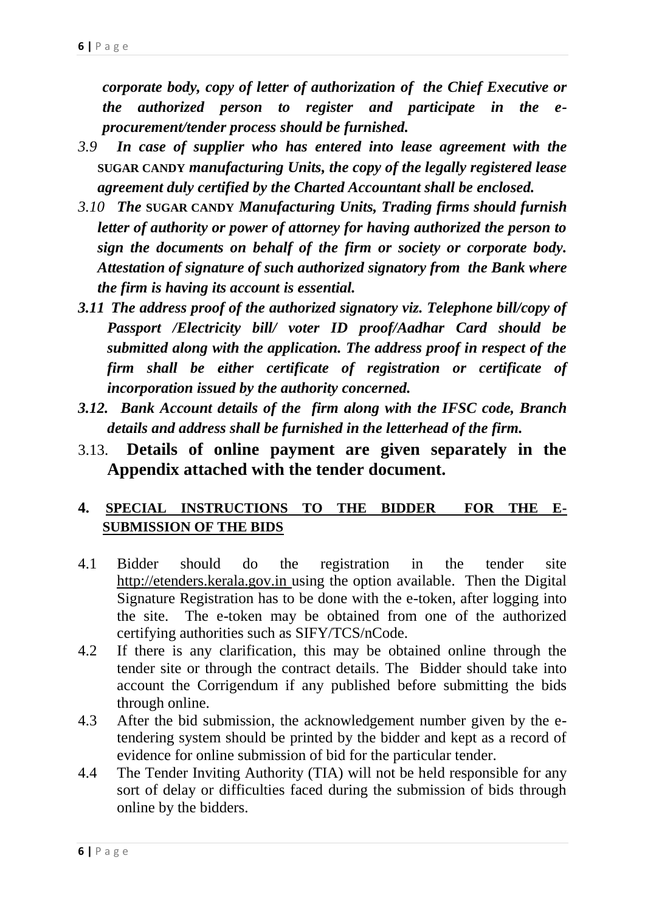*corporate body, copy of letter of authorization of the Chief Executive or the authorized person to register and participate in the e-procurement/tender process should be furnished.*

*3.9* ***In case of supplier who has entered into lease agreement with the SUGAR CANDY manufacturing Units, the copy of the legally registered lease agreement duly certified by the Charted Accountant shall be enclosed.***

*3.10* ***The SUGAR CANDY Manufacturing Units, Trading firms should furnish letter of authority or power of attorney for having authorized the person to sign the documents on behalf of the firm or society or corporate body. Attestation of signature of such authorized signatory from the Bank where the firm is having its account is essential.***

***3.11 The address proof of the authorized signatory viz. Telephone bill/copy of Passport /Electricity bill/ voter ID proof/Aadhar Card should be submitted along with the application. The address proof in respect of the firm shall be either certificate of registration or certificate of incorporation issued by the authority concerned.***

***3.12. Bank Account details of the firm along with the IFSC code, Branch details and address shall be furnished in the letterhead of the firm.***

3.13. **Details of online payment are given separately in the Appendix attached with the tender document.**

## 4. SPECIAL INSTRUCTIONS TO THE BIDDER FOR THE E-SUBMISSION OF THE BIDS

4.1 Bidder should do the registration in the tender site http://etenders.kerala.gov.in using the option available. Then the Digital Signature Registration has to be done with the e-token, after logging into the site. The e-token may be obtained from one of the authorized certifying authorities such as SIFY/TCS/nCode.

4.2 If there is any clarification, this may be obtained online through the tender site or through the contract details. The Bidder should take into account the Corrigendum if any published before submitting the bids through online.

4.3 After the bid submission, the acknowledgement number given by the e-tendering system should be printed by the bidder and kept as a record of evidence for online submission of bid for the particular tender.

4.4 The Tender Inviting Authority (TIA) will not be held responsible for any sort of delay or difficulties faced during the submission of bids through online by the bidders.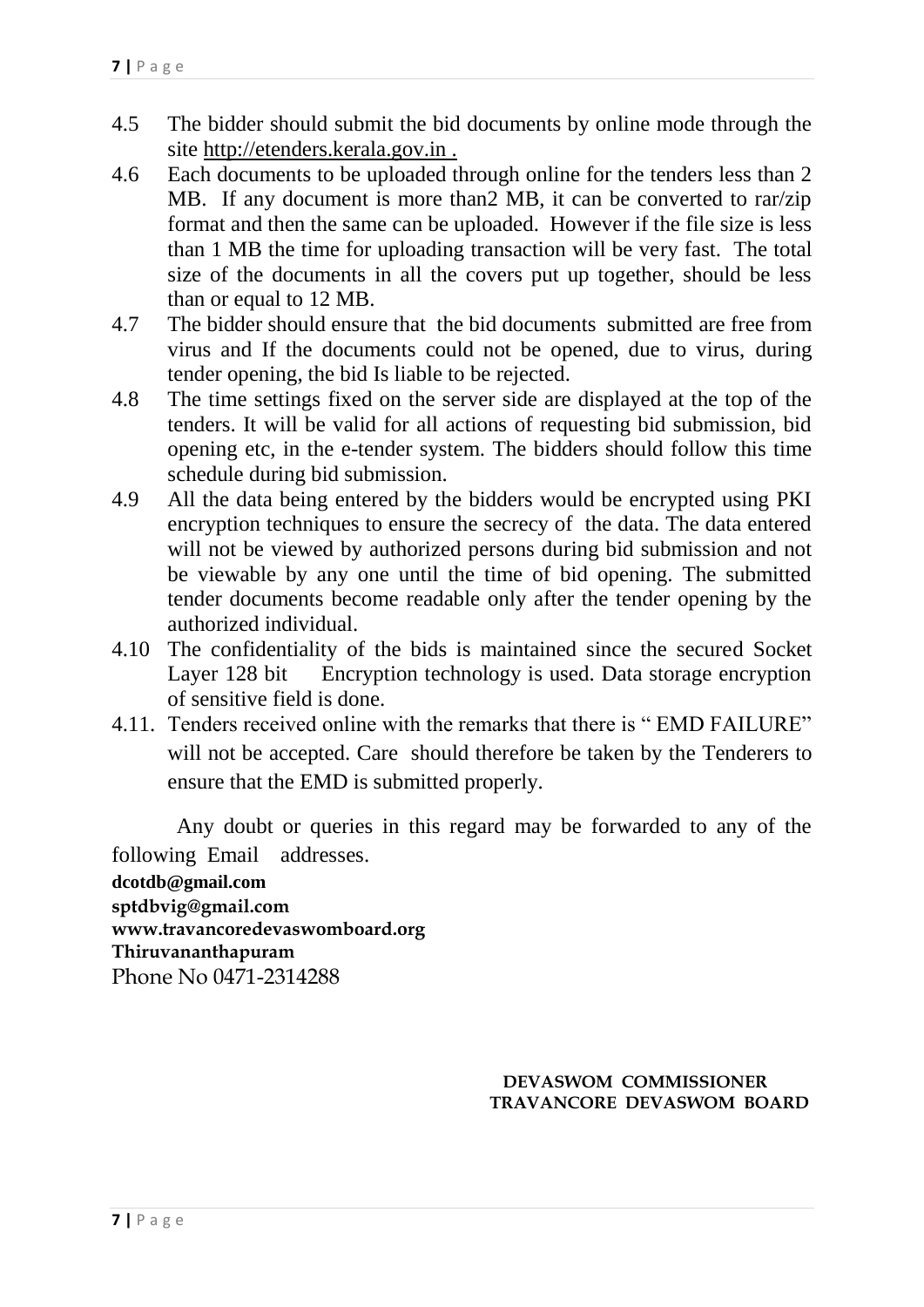4.5 The bidder should submit the bid documents by online mode through the site http://etenders.kerala.gov.in .

4.6 Each documents to be uploaded through online for the tenders less than 2 MB. If any document is more than2 MB, it can be converted to rar/zip format and then the same can be uploaded. However if the file size is less than 1 MB the time for uploading transaction will be very fast. The total size of the documents in all the covers put up together, should be less than or equal to 12 MB.

4.7 The bidder should ensure that the bid documents submitted are free from virus and If the documents could not be opened, due to virus, during tender opening, the bid Is liable to be rejected.

4.8 The time settings fixed on the server side are displayed at the top of the tenders. It will be valid for all actions of requesting bid submission, bid opening etc, in the e-tender system. The bidders should follow this time schedule during bid submission.

4.9 All the data being entered by the bidders would be encrypted using PKI encryption techniques to ensure the secrecy of the data. The data entered will not be viewed by authorized persons during bid submission and not be viewable by any one until the time of bid opening. The submitted tender documents become readable only after the tender opening by the authorized individual.

4.10 The confidentiality of the bids is maintained since the secured Socket Layer 128 bit Encryption technology is used. Data storage encryption of sensitive field is done.

4.11. Tenders received online with the remarks that there is " EMD FAILURE" will not be accepted. Care should therefore be taken by the Tenderers to ensure that the EMD is submitted properly.

Any doubt or queries in this regard may be forwarded to any of the following Email addresses.

**dcotdb@gmail.com**
**sptdbvig@gmail.com**
**www.travancoredevaswomboard.org**
**Thiruvananthapuram**
Phone No 0471-2314288

**DEVASWOM COMMISSIONER**
**TRAVANCORE DEVASWOM BOARD**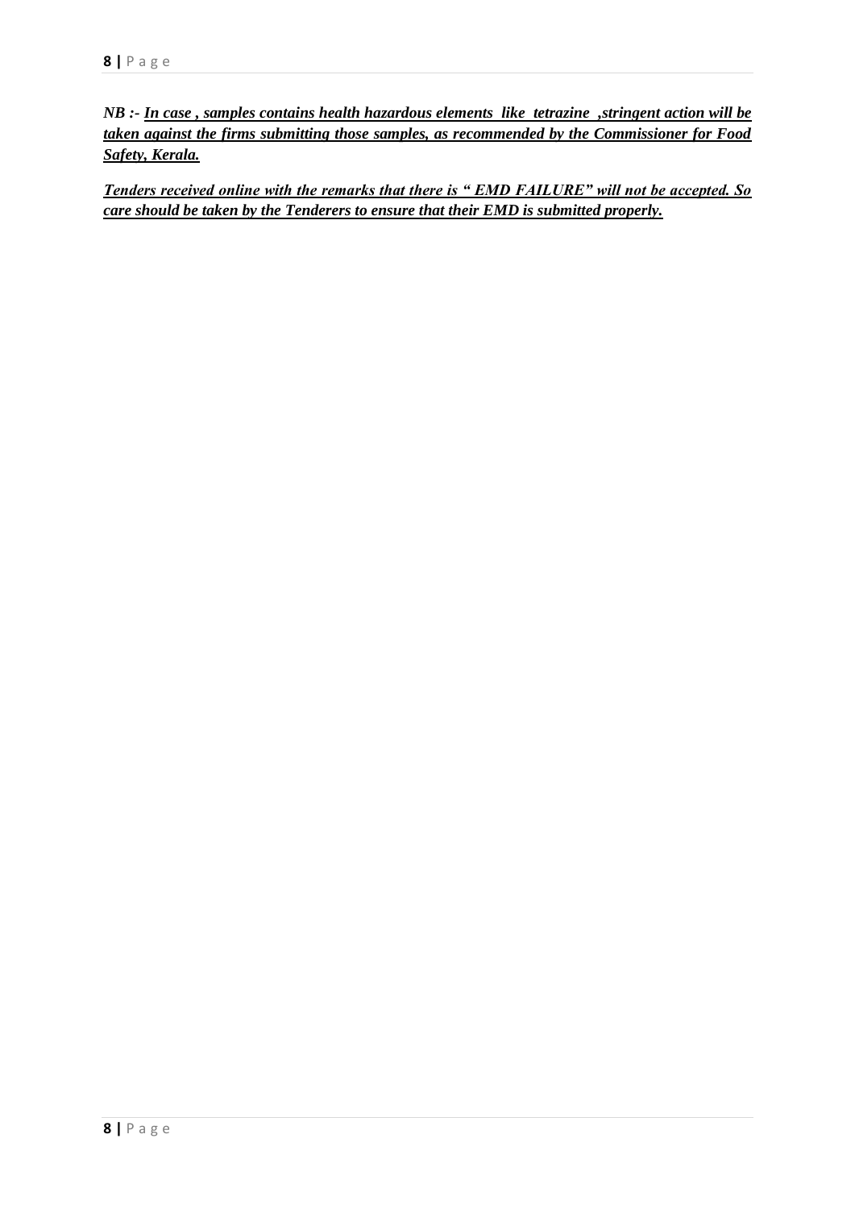***NB :-*** ***In case , samples contains health hazardous elements like tetrazine ,stringent action will be taken against the firms submitting those samples, as recommended by the Commissioner for Food Safety, Kerala.***

***Tenders received online with the remarks that there is " EMD FAILURE" will not be accepted. So care should be taken by the Tenderers to ensure that their EMD is submitted properly.***